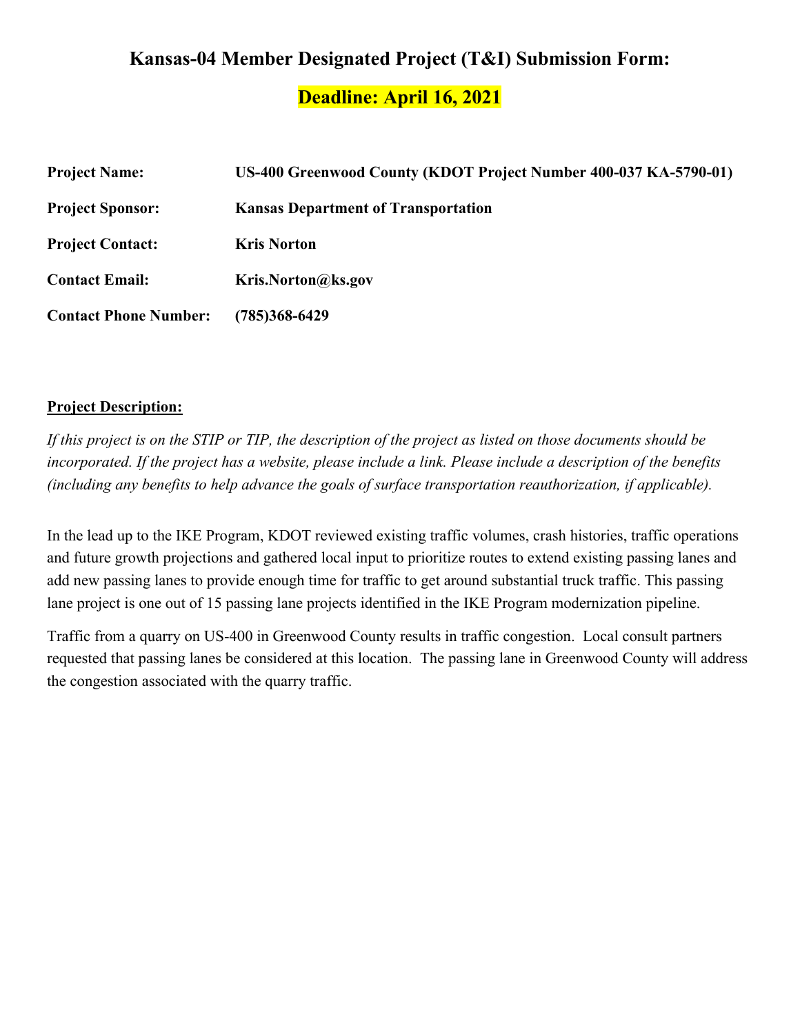# Kansas-04 Member Designated Project (T&I) Submission Form:

## Deadline: April 16, 2021

| | |
|---|---|
| **Project Name:** | **US-400 Greenwood County (KDOT Project Number 400-037 KA-5790-01)** |
| **Project Sponsor:** | **Kansas Department of Transportation** |
| **Project Contact:** | **Kris Norton** |
| **Contact Email:** | **Kris.Norton@ks.gov** |
| **Contact Phone Number:** | **(785)368-6429** |

**Project Description:**

*If this project is on the STIP or TIP, the description of the project as listed on those documents should be incorporated. If the project has a website, please include a link. Please include a description of the benefits (including any benefits to help advance the goals of surface transportation reauthorization, if applicable).*

In the lead up to the IKE Program, KDOT reviewed existing traffic volumes, crash histories, traffic operations and future growth projections and gathered local input to prioritize routes to extend existing passing lanes and add new passing lanes to provide enough time for traffic to get around substantial truck traffic. This passing lane project is one out of 15 passing lane projects identified in the IKE Program modernization pipeline.

Traffic from a quarry on US-400 in Greenwood County results in traffic congestion. Local consult partners requested that passing lanes be considered at this location. The passing lane in Greenwood County will address the congestion associated with the quarry traffic.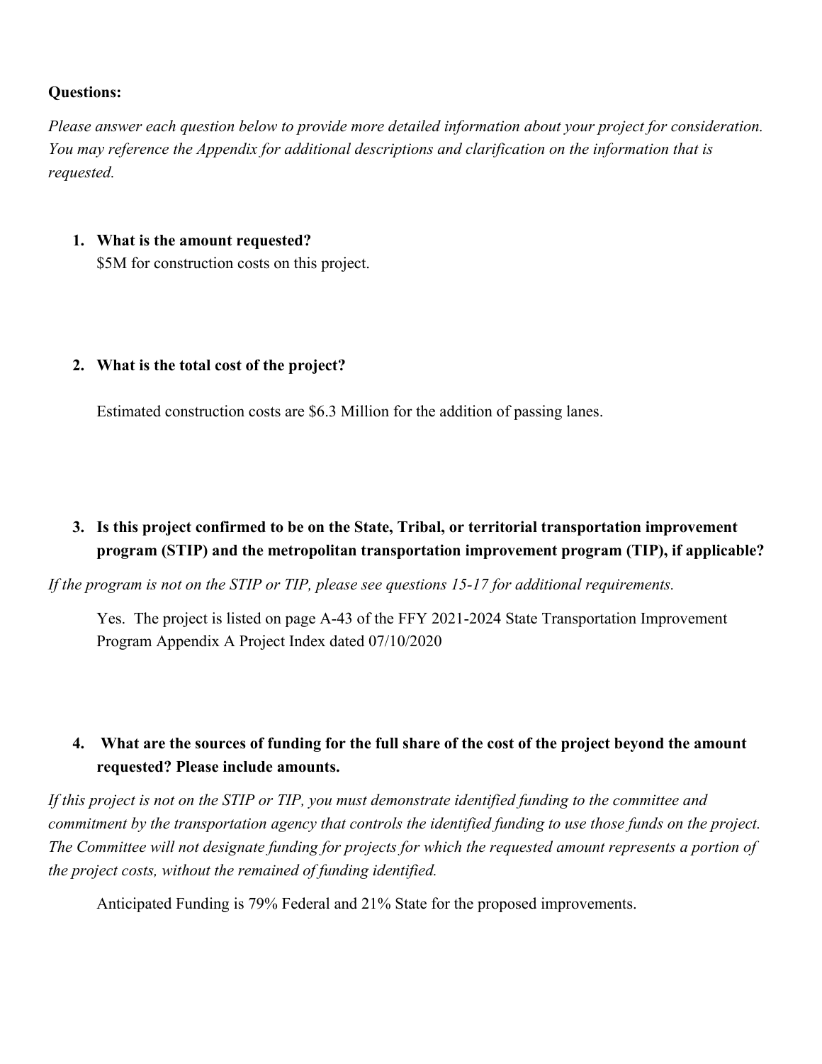**Questions:**

*Please answer each question below to provide more detailed information about your project for consideration. You may reference the Appendix for additional descriptions and clarification on the information that is requested.*

1. **What is the amount requested?**
   $5M for construction costs on this project.

2. **What is the total cost of the project?**

   Estimated construction costs are $6.3 Million for the addition of passing lanes.

3. **Is this project confirmed to be on the State, Tribal, or territorial transportation improvement program (STIP) and the metropolitan transportation improvement program (TIP), if applicable?**

*If the program is not on the STIP or TIP, please see questions 15-17 for additional requirements.*

   Yes. The project is listed on page A-43 of the FFY 2021-2024 State Transportation Improvement Program Appendix A Project Index dated 07/10/2020

4. **What are the sources of funding for the full share of the cost of the project beyond the amount requested? Please include amounts.**

*If this project is not on the STIP or TIP, you must demonstrate identified funding to the committee and commitment by the transportation agency that controls the identified funding to use those funds on the project. The Committee will not designate funding for projects for which the requested amount represents a portion of the project costs, without the remained of funding identified.*

   Anticipated Funding is 79% Federal and 21% State for the proposed improvements.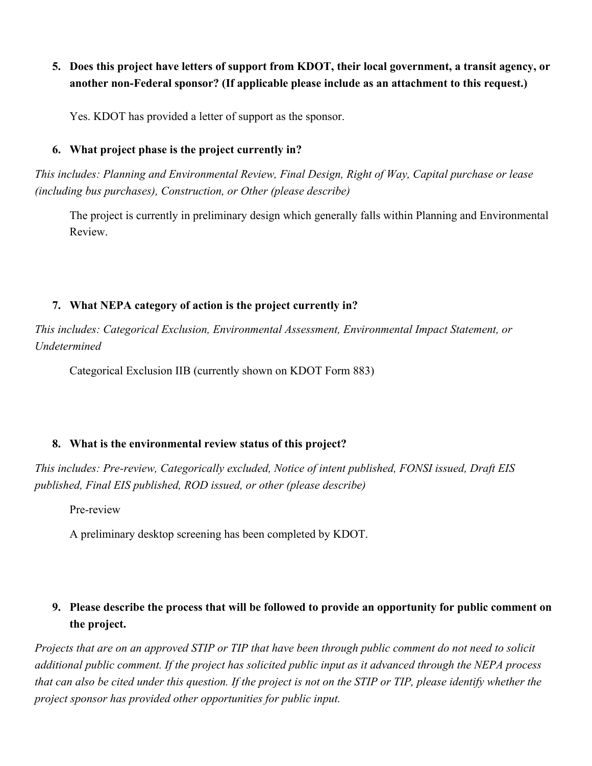5. **Does this project have letters of support from KDOT, their local government, a transit agency, or another non-Federal sponsor? (If applicable please include as an attachment to this request.)**

   Yes. KDOT has provided a letter of support as the sponsor.

6. **What project phase is the project currently in?**

*This includes: Planning and Environmental Review, Final Design, Right of Way, Capital purchase or lease (including bus purchases), Construction, or Other (please describe)*

   The project is currently in preliminary design which generally falls within Planning and Environmental Review.

7. **What NEPA category of action is the project currently in?**

*This includes: Categorical Exclusion, Environmental Assessment, Environmental Impact Statement, or Undetermined*

   Categorical Exclusion IIB (currently shown on KDOT Form 883)

8. **What is the environmental review status of this project?**

*This includes: Pre-review, Categorically excluded, Notice of intent published, FONSI issued, Draft EIS published, Final EIS published, ROD issued, or other (please describe)*

   Pre-review

   A preliminary desktop screening has been completed by KDOT.

9. **Please describe the process that will be followed to provide an opportunity for public comment on the project.**

*Projects that are on an approved STIP or TIP that have been through public comment do not need to solicit additional public comment. If the project has solicited public input as it advanced through the NEPA process that can also be cited under this question. If the project is not on the STIP or TIP, please identify whether the project sponsor has provided other opportunities for public input.*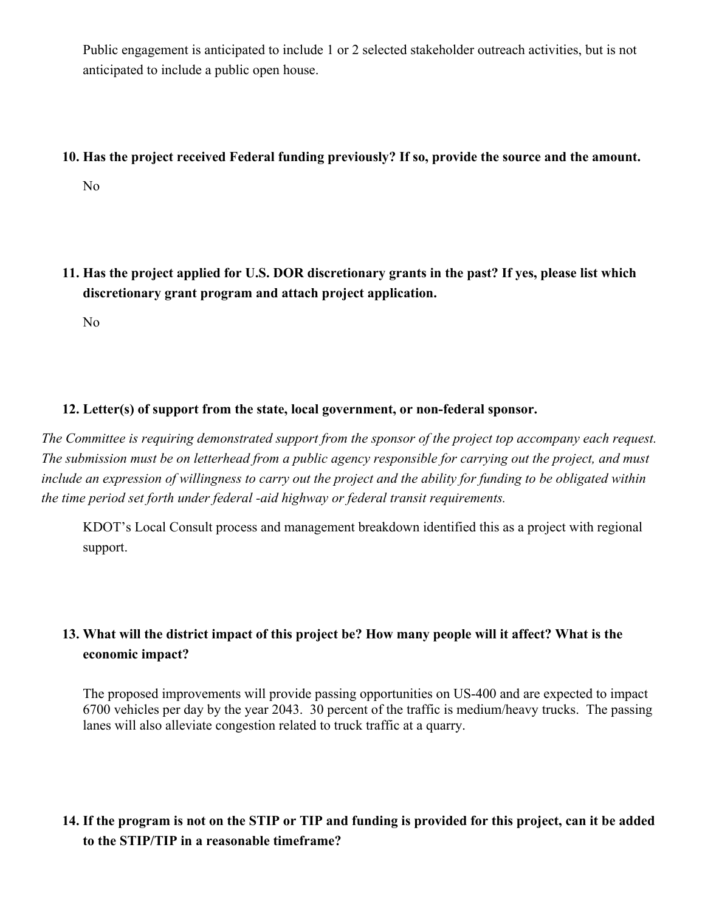Public engagement is anticipated to include 1 or 2 selected stakeholder outreach activities, but is not anticipated to include a public open house.

**10. Has the project received Federal funding previously? If so, provide the source and the amount.**

No

**11. Has the project applied for U.S. DOR discretionary grants in the past? If yes, please list which discretionary grant program and attach project application.**

No

**12. Letter(s) of support from the state, local government, or non-federal sponsor.**

*The Committee is requiring demonstrated support from the sponsor of the project top accompany each request. The submission must be on letterhead from a public agency responsible for carrying out the project, and must include an expression of willingness to carry out the project and the ability for funding to be obligated within the time period set forth under federal -aid highway or federal transit requirements.*

KDOT's Local Consult process and management breakdown identified this as a project with regional support.

**13. What will the district impact of this project be? How many people will it affect? What is the economic impact?**

The proposed improvements will provide passing opportunities on US-400 and are expected to impact 6700 vehicles per day by the year 2043. 30 percent of the traffic is medium/heavy trucks. The passing lanes will also alleviate congestion related to truck traffic at a quarry.

**14. If the program is not on the STIP or TIP and funding is provided for this project, can it be added to the STIP/TIP in a reasonable timeframe?**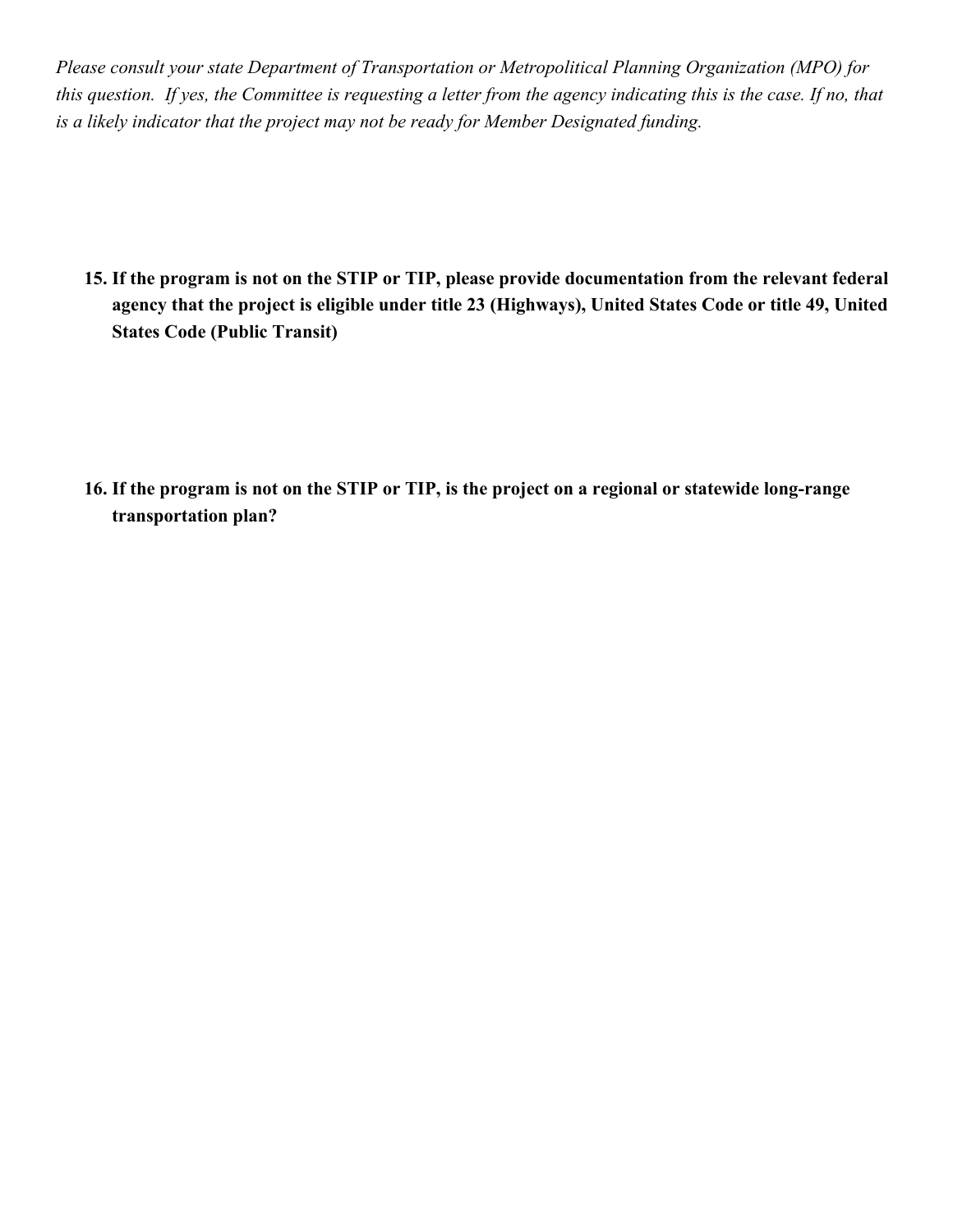*Please consult your state Department of Transportation or Metropolitical Planning Organization (MPO) for this question. If yes, the Committee is requesting a letter from the agency indicating this is the case. If no, that is a likely indicator that the project may not be ready for Member Designated funding.*

15. **If the program is not on the STIP or TIP, please provide documentation from the relevant federal agency that the project is eligible under title 23 (Highways), United States Code or title 49, United States Code (Public Transit)**

16. **If the program is not on the STIP or TIP, is the project on a regional or statewide long-range transportation plan?**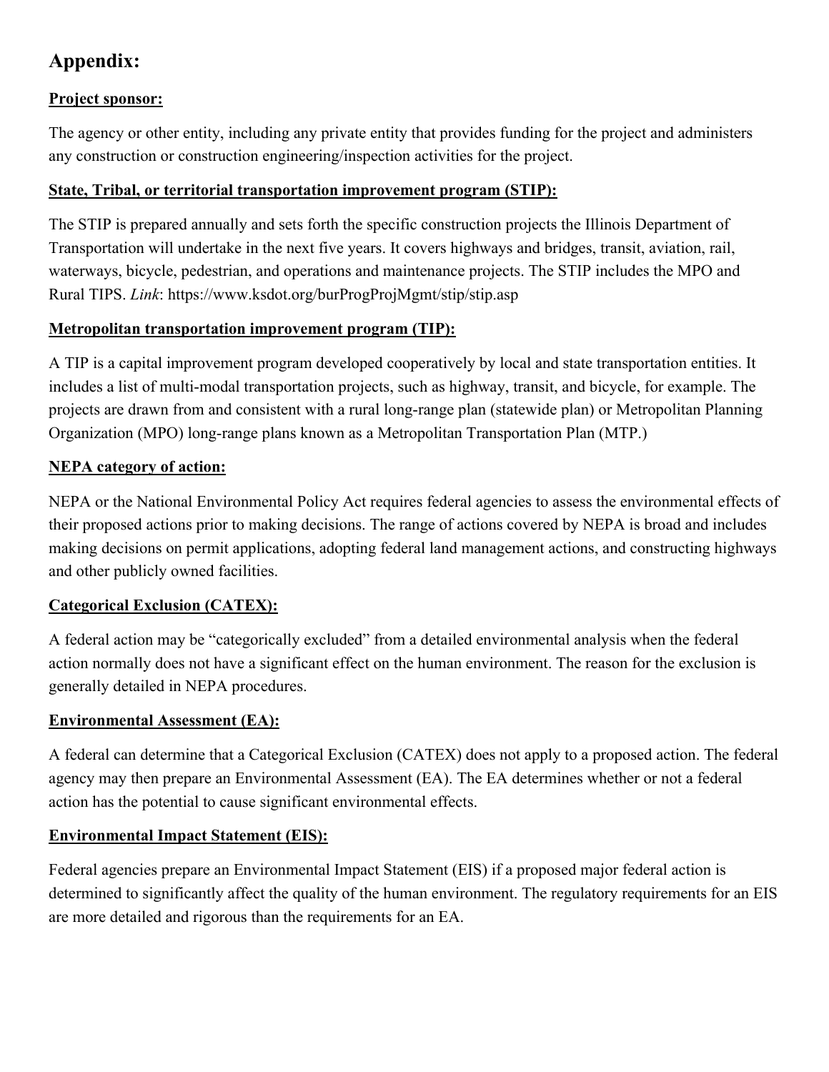# Appendix:

**Project sponsor:**

The agency or other entity, including any private entity that provides funding for the project and administers any construction or construction engineering/inspection activities for the project.

**State, Tribal, or territorial transportation improvement program (STIP):**

The STIP is prepared annually and sets forth the specific construction projects the Illinois Department of Transportation will undertake in the next five years. It covers highways and bridges, transit, aviation, rail, waterways, bicycle, pedestrian, and operations and maintenance projects. The STIP includes the MPO and Rural TIPS. *Link*: https://www.ksdot.org/burProgProjMgmt/stip/stip.asp

**Metropolitan transportation improvement program (TIP):**

A TIP is a capital improvement program developed cooperatively by local and state transportation entities. It includes a list of multi-modal transportation projects, such as highway, transit, and bicycle, for example. The projects are drawn from and consistent with a rural long-range plan (statewide plan) or Metropolitan Planning Organization (MPO) long-range plans known as a Metropolitan Transportation Plan (MTP.)

**NEPA category of action:**

NEPA or the National Environmental Policy Act requires federal agencies to assess the environmental effects of their proposed actions prior to making decisions. The range of actions covered by NEPA is broad and includes making decisions on permit applications, adopting federal land management actions, and constructing highways and other publicly owned facilities.

**Categorical Exclusion (CATEX):**

A federal action may be "categorically excluded" from a detailed environmental analysis when the federal action normally does not have a significant effect on the human environment. The reason for the exclusion is generally detailed in NEPA procedures.

**Environmental Assessment (EA):**

A federal can determine that a Categorical Exclusion (CATEX) does not apply to a proposed action. The federal agency may then prepare an Environmental Assessment (EA). The EA determines whether or not a federal action has the potential to cause significant environmental effects.

**Environmental Impact Statement (EIS):**

Federal agencies prepare an Environmental Impact Statement (EIS) if a proposed major federal action is determined to significantly affect the quality of the human environment. The regulatory requirements for an EIS are more detailed and rigorous than the requirements for an EA.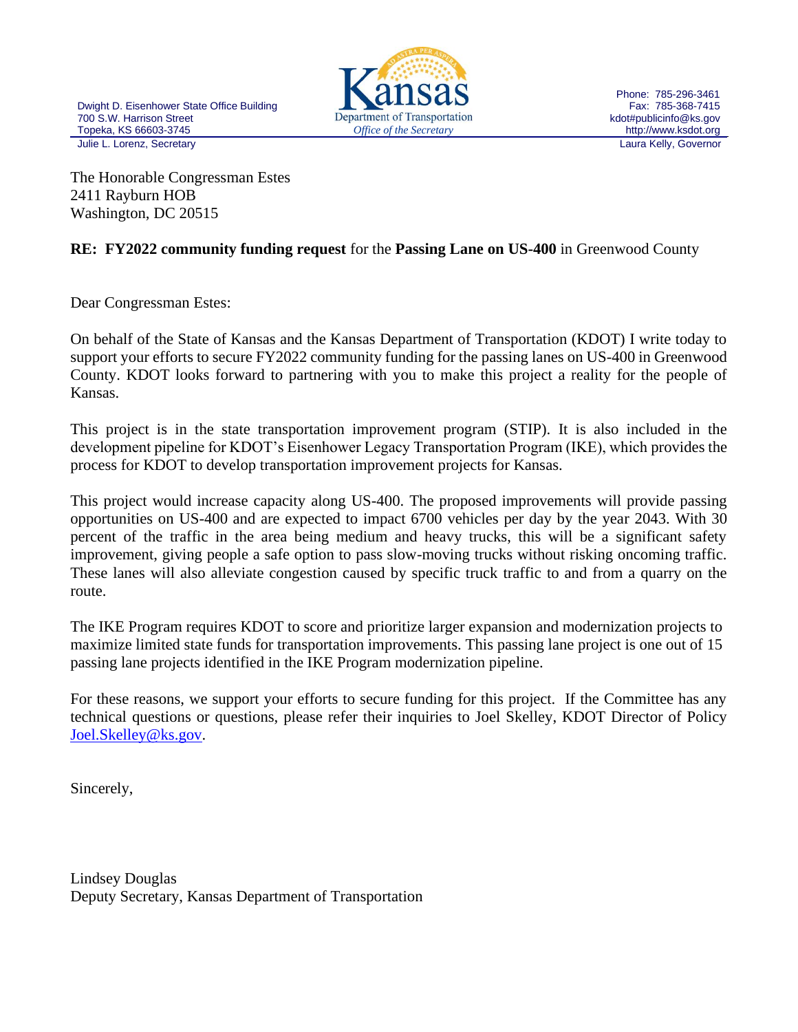Dwight D. Eisenhower State Office Building
700 S.W. Harrison Street
Topeka, KS 66603-3745
Julie L. Lorenz, Secretary

Kansas
Department of Transportation
*Office of the Secretary*

Phone: 785-296-3461
Fax: 785-368-7415
kdot#publicinfo@ks.gov
http://www.ksdot.org
Laura Kelly, Governor

The Honorable Congressman Estes
2411 Rayburn HOB
Washington, DC 20515

**RE: FY2022 community funding request** for the **Passing Lane on US-400** in Greenwood County

Dear Congressman Estes:

On behalf of the State of Kansas and the Kansas Department of Transportation (KDOT) I write today to support your efforts to secure FY2022 community funding for the passing lanes on US-400 in Greenwood County. KDOT looks forward to partnering with you to make this project a reality for the people of Kansas.

This project is in the state transportation improvement program (STIP). It is also included in the development pipeline for KDOT's Eisenhower Legacy Transportation Program (IKE), which provides the process for KDOT to develop transportation improvement projects for Kansas.

This project would increase capacity along US-400. The proposed improvements will provide passing opportunities on US-400 and are expected to impact 6700 vehicles per day by the year 2043. With 30 percent of the traffic in the area being medium and heavy trucks, this will be a significant safety improvement, giving people a safe option to pass slow-moving trucks without risking oncoming traffic. These lanes will also alleviate congestion caused by specific truck traffic to and from a quarry on the route.

The IKE Program requires KDOT to score and prioritize larger expansion and modernization projects to maximize limited state funds for transportation improvements. This passing lane project is one out of 15 passing lane projects identified in the IKE Program modernization pipeline.

For these reasons, we support your efforts to secure funding for this project. If the Committee has any technical questions or questions, please refer their inquiries to Joel Skelley, KDOT Director of Policy Joel.Skelley@ks.gov.

Sincerely,

Lindsey Douglas
Deputy Secretary, Kansas Department of Transportation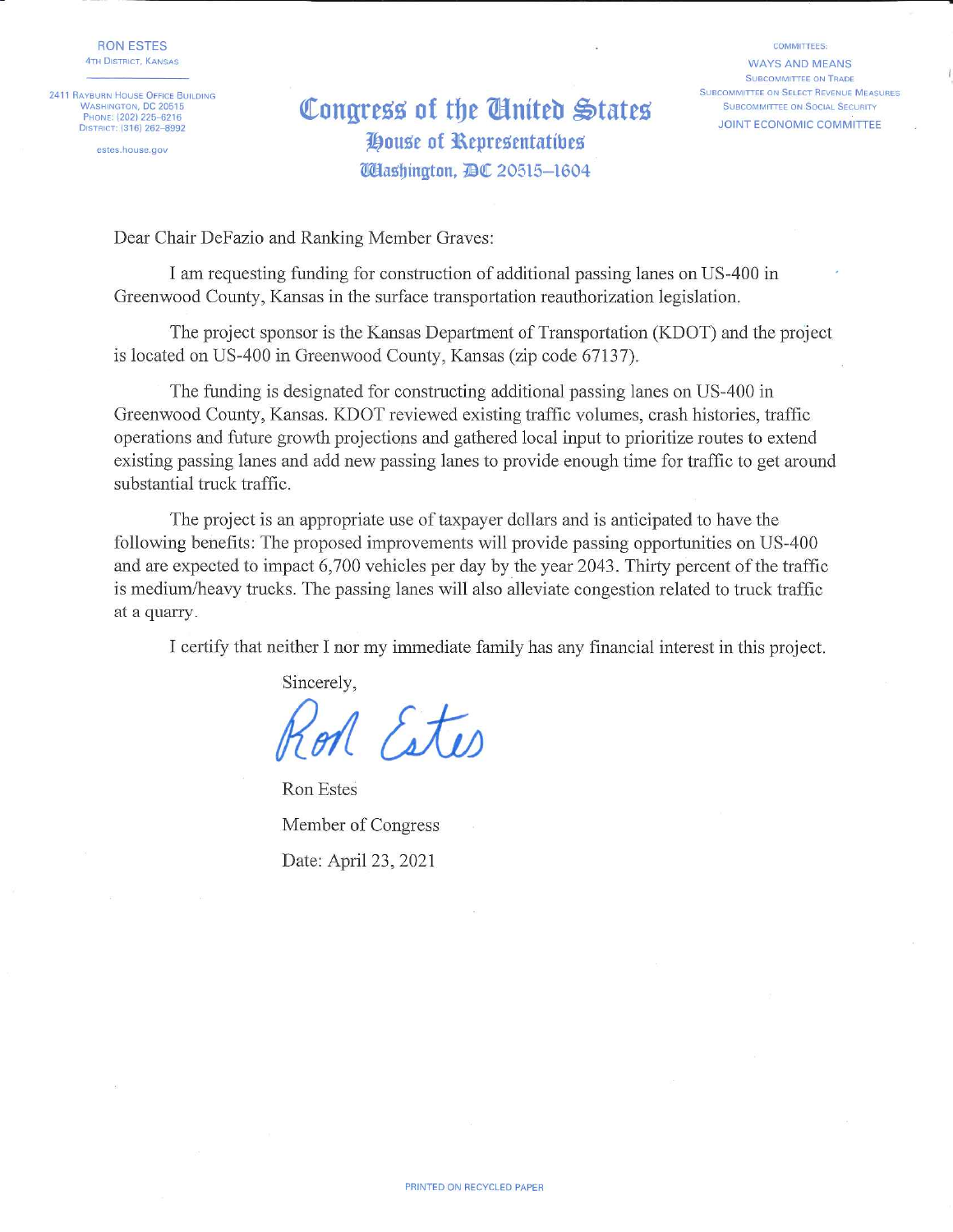RON ESTES
4TH DISTRICT, KANSAS

2411 RAYBURN HOUSE OFFICE BUILDING
WASHINGTON, DC 20515
PHONE: (202) 225-6216
DISTRICT: (316) 262-8992

estes.house.gov

# Congress of the United States
## House of Representatives
### Washington, DC 20515–1604

COMMITTEES:
WAYS AND MEANS
SUBCOMMITTEE ON TRADE
SUBCOMMITTEE ON SELECT REVENUE MEASURES
SUBCOMMITTEE ON SOCIAL SECURITY
JOINT ECONOMIC COMMITTEE

Dear Chair DeFazio and Ranking Member Graves:

I am requesting funding for construction of additional passing lanes on US-400 in Greenwood County, Kansas in the surface transportation reauthorization legislation.

The project sponsor is the Kansas Department of Transportation (KDOT) and the project is located on US-400 in Greenwood County, Kansas (zip code 67137).

The funding is designated for constructing additional passing lanes on US-400 in Greenwood County, Kansas. KDOT reviewed existing traffic volumes, crash histories, traffic operations and future growth projections and gathered local input to prioritize routes to extend existing passing lanes and add new passing lanes to provide enough time for traffic to get around substantial truck traffic.

The project is an appropriate use of taxpayer dollars and is anticipated to have the following benefits: The proposed improvements will provide passing opportunities on US-400 and are expected to impact 6,700 vehicles per day by the year 2043. Thirty percent of the traffic is medium/heavy trucks. The passing lanes will also alleviate congestion related to truck traffic at a quarry.

I certify that neither I nor my immediate family has any financial interest in this project.

Sincerely,

Ron Estes

Ron Estes
Member of Congress
Date: April 23, 2021

PRINTED ON RECYCLED PAPER